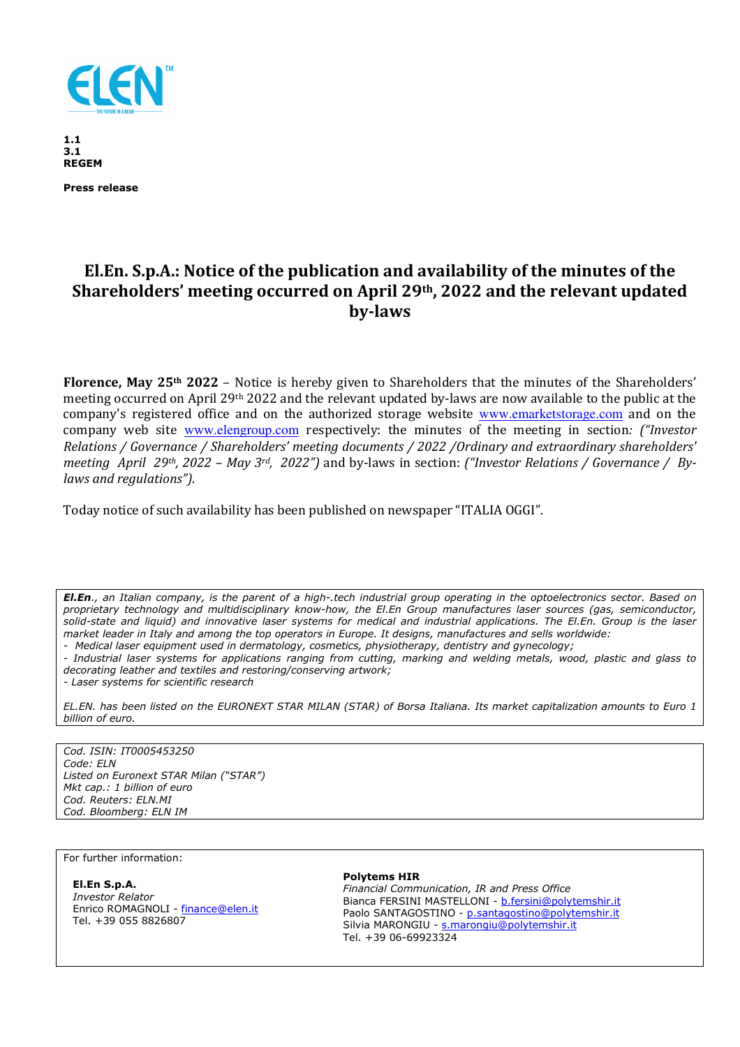**1.1**
**3.1**
**REGEM**

**Press release**

# El.En. S.p.A.: Notice of the publication and availability of the minutes of the Shareholders' meeting occurred on April 29th, 2022 and the relevant updated by-laws

**Florence, May 25th 2022** – Notice is hereby given to Shareholders that the minutes of the Shareholders' meeting occurred on April 29th 2022 and the relevant updated by-laws are now available to the public at the company's registered office and on the authorized storage website www.emarketstorage.com and on the company web site www.elengroup.com respectively: the minutes of the meeting in section*: ("Investor Relations / Governance / Shareholders' meeting documents / 2022 /Ordinary and extraordinary shareholders' meeting April 29th, 2022 – May 3rd, 2022")* and by-laws in section: *("Investor Relations / Governance / By-laws and regulations")*.

Today notice of such availability has been published on newspaper "ITALIA OGGI".

***El.En.**, an Italian company, is the parent of a high-.tech industrial group operating in the optoelectronics sector. Based on proprietary technology and multidisciplinary know-how, the El.En Group manufactures laser sources (gas, semiconductor, solid-state and liquid) and innovative laser systems for medical and industrial applications. The El.En. Group is the laser market leader in Italy and among the top operators in Europe. It designs, manufactures and sells worldwide:*

- *Medical laser equipment used in dermatology, cosmetics, physiotherapy, dentistry and gynecology;*
- *Industrial laser systems for applications ranging from cutting, marking and welding metals, wood, plastic and glass to decorating leather and textiles and restoring/conserving artwork;*
- *Laser systems for scientific research*

*EL.EN. has been listed on the EURONEXT STAR MILAN (STAR) of Borsa Italiana. Its market capitalization amounts to Euro 1 billion of euro.*

*Cod. ISIN: IT0005453250*
*Code: ELN*
*Listed on Euronext STAR Milan ("STAR")*
*Mkt cap.: 1 billion of euro*
*Cod. Reuters: ELN.MI*
*Cod. Bloomberg: ELN IM*

For further information:

**El.En S.p.A.**
*Investor Relator*
Enrico ROMAGNOLI - finance@elen.it
Tel. +39 055 8826807

**Polytems HIR**
*Financial Communication, IR and Press Office*
Bianca FERSINI MASTELLONI - b.fersini@polytemshir.it
Paolo SANTAGOSTINO - p.santagostino@polytemshir.it
Silvia MARONGIU - s.marongiu@polytemshir.it
Tel. +39 06-69923324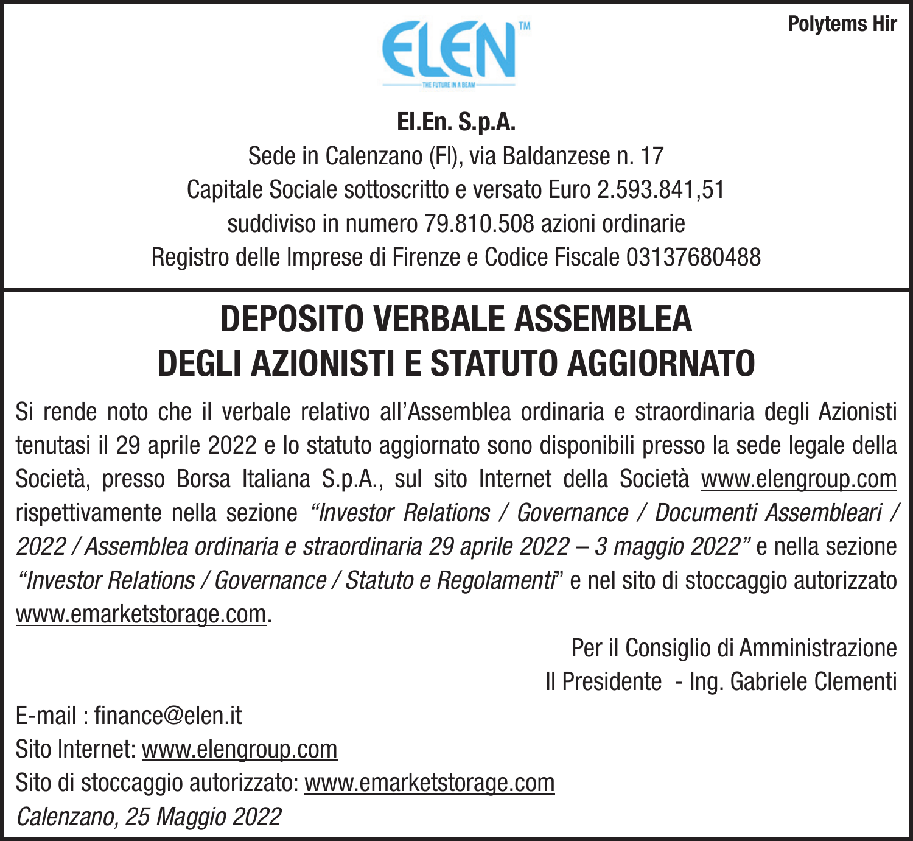Polytems Hir

ELEN™

THE FUTURE IN A BEAM

**El.En. S.p.A.**

Sede in Calenzano (FI), via Baldanzese n. 17

Capitale Sociale sottoscritto e versato Euro 2.593.841,51

suddiviso in numero 79.810.508 azioni ordinarie

Registro delle Imprese di Firenze e Codice Fiscale 03137680488

# DEPOSITO VERBALE ASSEMBLEA DEGLI AZIONISTI E STATUTO AGGIORNATO

Si rende noto che il verbale relativo all'Assemblea ordinaria e straordinaria degli Azionisti tenutasi il 29 aprile 2022 e lo statuto aggiornato sono disponibili presso la sede legale della Società, presso Borsa Italiana S.p.A., sul sito Internet della Società www.elengroup.com rispettivamente nella sezione *"Investor Relations / Governance / Documenti Assembleari / 2022 / Assemblea ordinaria e straordinaria 29 aprile 2022 – 3 maggio 2022"* e nella sezione *"Investor Relations / Governance / Statuto e Regolamenti"* e nel sito di stoccaggio autorizzato www.emarketstorage.com.

Per il Consiglio di Amministrazione

Il Presidente - Ing. Gabriele Clementi

E-mail : finance@elen.it

Sito Internet: www.elengroup.com

Sito di stoccaggio autorizzato: www.emarketstorage.com

*Calenzano, 25 Maggio 2022*